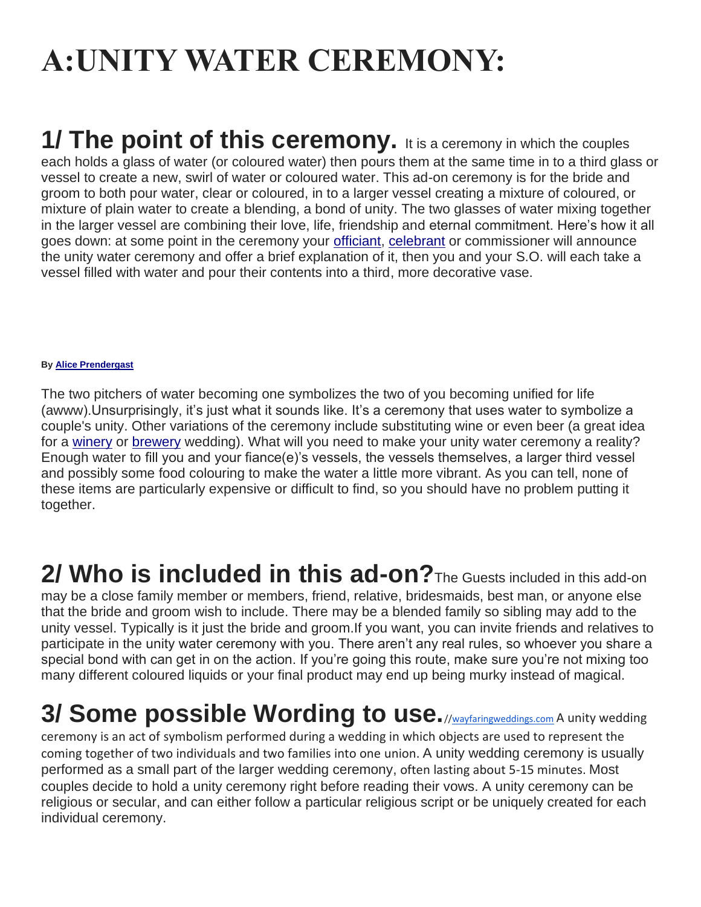# A:UNITY WATER CEREMONY:

## 1/ The point of this ceremony.

It is a ceremony in which the couples each holds a glass of water (or coloured water) then pours them at the same time in to a third glass or vessel to create a new, swirl of water or coloured water. This ad-on ceremony is for the bride and groom to both pour water, clear or coloured, in to a larger vessel creating a mixture of coloured, or mixture of plain water to create a blending, a bond of unity. The two glasses of water mixing together in the larger vessel are combining their love, life, friendship and eternal commitment. Here's how it all goes down: at some point in the ceremony your [officiant](), [celebrant]() or commissioner will announce the unity water ceremony and offer a brief explanation of it, then you and your S.O. will each take a vessel filled with water and pour their contents into a third, more decorative vase.

**By [Alice Prendergast]()**

The two pitchers of water becoming one symbolizes the two of you becoming unified for life (awww).Unsurprisingly, it's just what it sounds like. It's a ceremony that uses water to symbolize a couple's unity. Other variations of the ceremony include substituting wine or even beer (a great idea for a [winery]() or [brewery]() wedding). What will you need to make your unity water ceremony a reality? Enough water to fill you and your fiance(e)'s vessels, the vessels themselves, a larger third vessel and possibly some food colouring to make the water a little more vibrant. As you can tell, none of these items are particularly expensive or difficult to find, so you should have no problem putting it together.

## 2/ Who is included in this ad-on?

The Guests included in this add-on may be a close family member or members, friend, relative, bridesmaids, best man, or anyone else that the bride and groom wish to include. There may be a blended family so sibling may add to the unity vessel. Typically is it just the bride and groom.If you want, you can invite friends and relatives to participate in the unity water ceremony with you. There aren't any real rules, so whoever you share a special bond with can get in on the action. If you're going this route, make sure you're not mixing too many different coloured liquids or your final product may end up being murky instead of magical.

## 3/ Some possible Wording to use.

//[wayfaringweddings.com]() A unity wedding ceremony is an act of symbolism performed during a wedding in which objects are used to represent the coming together of two individuals and two families into one union. A unity wedding ceremony is usually performed as a small part of the larger wedding ceremony, often lasting about 5-15 minutes. Most couples decide to hold a unity ceremony right before reading their vows. A unity ceremony can be religious or secular, and can either follow a particular religious script or be uniquely created for each individual ceremony.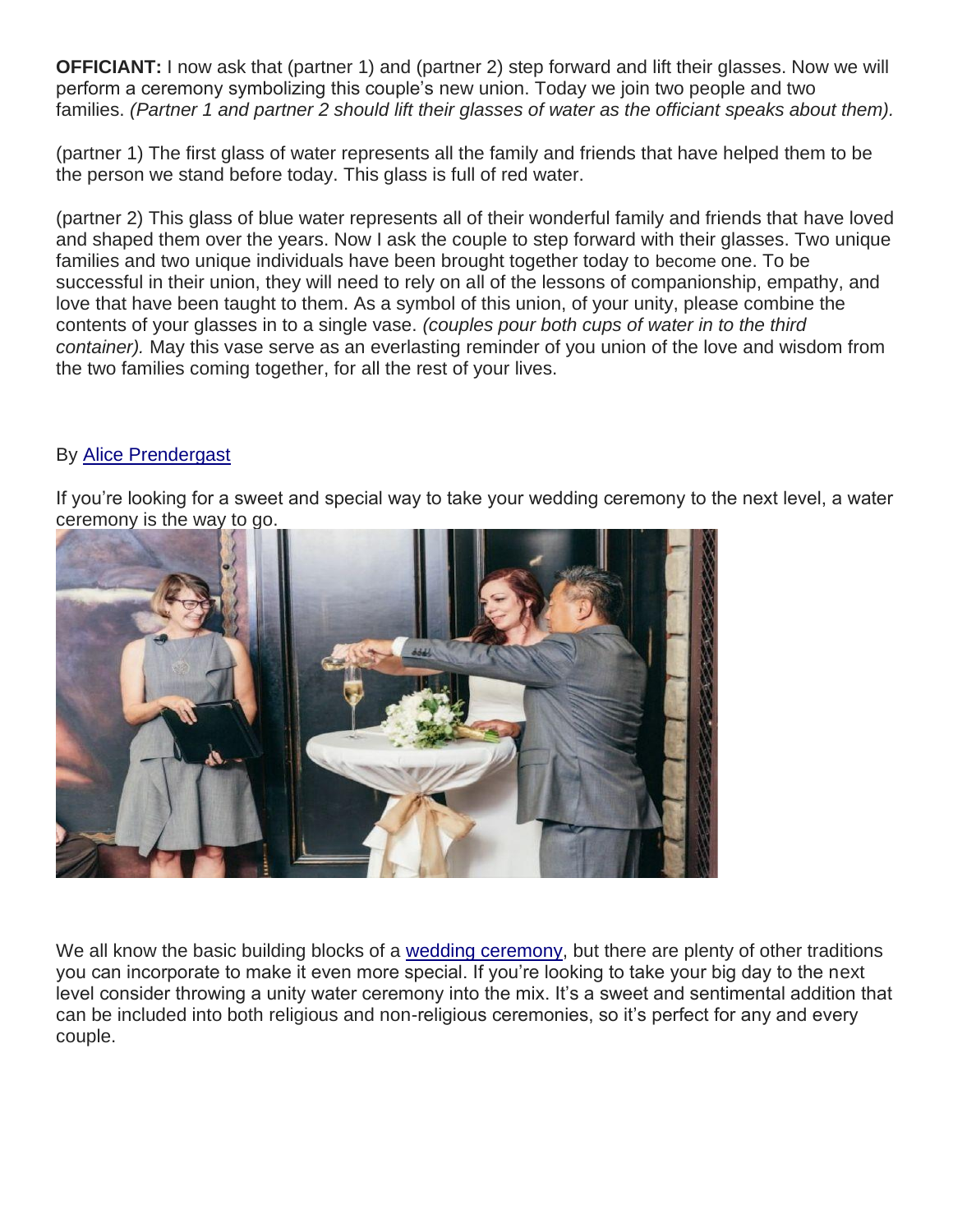**OFFICIANT:** I now ask that (partner 1) and (partner 2) step forward and lift their glasses. Now we will perform a ceremony symbolizing this couple's new union. Today we join two people and two families. *(Partner 1 and partner 2 should lift their glasses of water as the officiant speaks about them).*

(partner 1) The first glass of water represents all the family and friends that have helped them to be the person we stand before today. This glass is full of red water.

(partner 2) This glass of blue water represents all of their wonderful family and friends that have loved and shaped them over the years. Now I ask the couple to step forward with their glasses. Two unique families and two unique individuals have been brought together today to become one. To be successful in their union, they will need to rely on all of the lessons of companionship, empathy, and love that have been taught to them. As a symbol of this union, of your unity, please combine the contents of your glasses in to a single vase. *(couples pour both cups of water in to the third container).* May this vase serve as an everlasting reminder of you union of the love and wisdom from the two families coming together, for all the rest of your lives.

By [Alice Prendergast]

If you're looking for a sweet and special way to take your wedding ceremony to the next level, a water ceremony is the way to go.

We all know the basic building blocks of a [wedding ceremony], but there are plenty of other traditions you can incorporate to make it even more special. If you're looking to take your big day to the next level consider throwing a unity water ceremony into the mix. It's a sweet and sentimental addition that can be included into both religious and non-religious ceremonies, so it's perfect for any and every couple.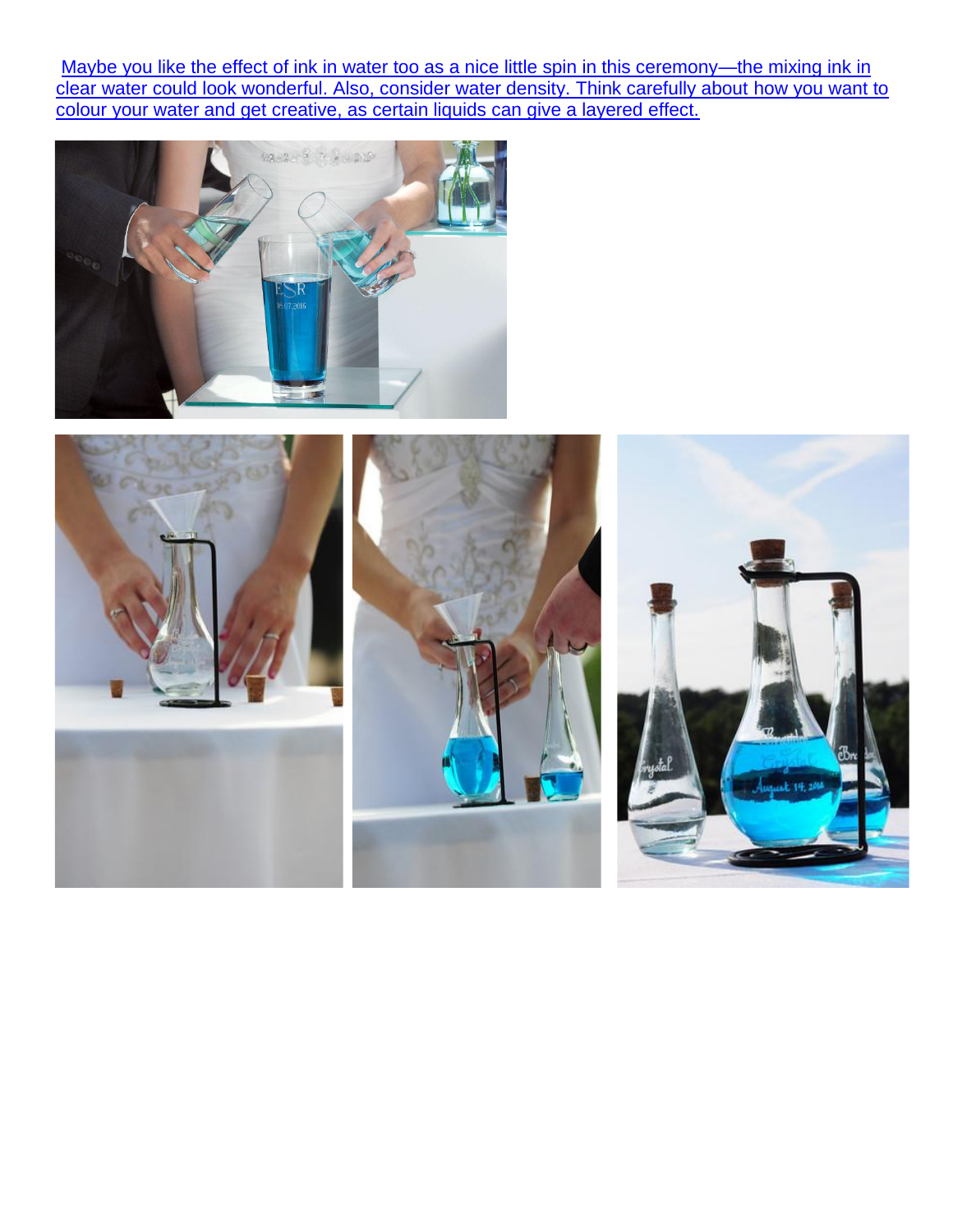Maybe you like the effect of ink in water too as a nice little spin in this ceremony—the mixing ink in clear water could look wonderful. Also, consider water density. Think carefully about how you want to colour your water and get creative, as certain liquids can give a layered effect.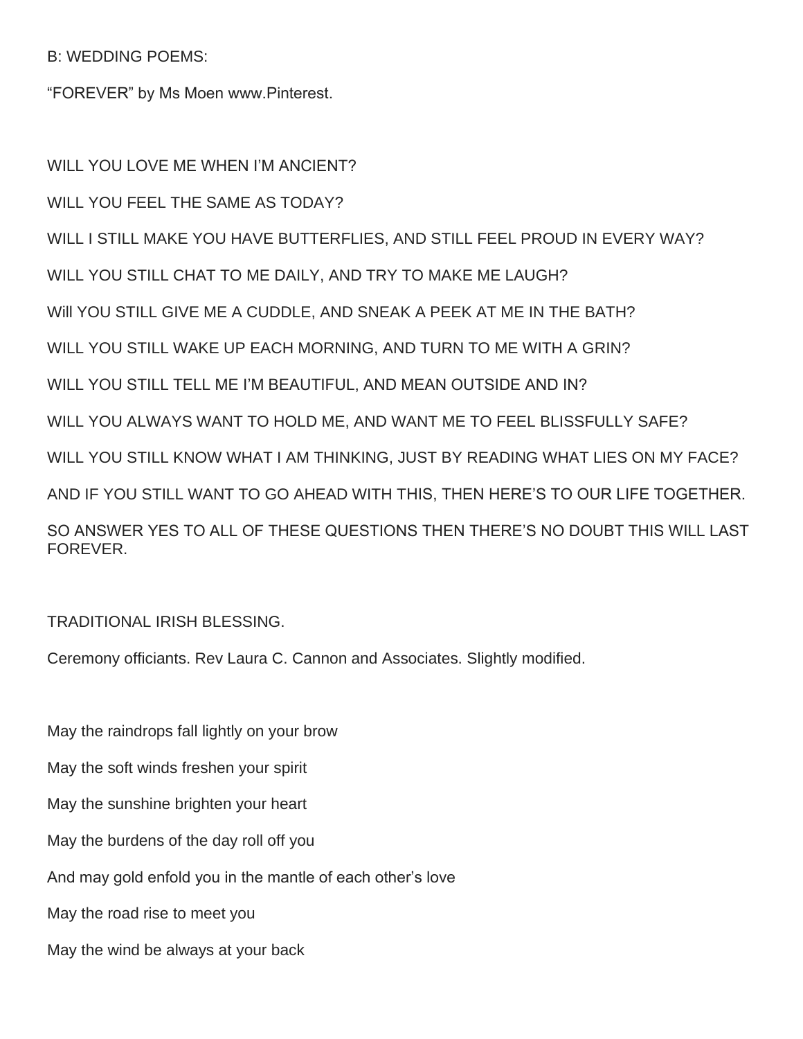B: WEDDING POEMS:

“FOREVER” by Ms Moen www.Pinterest.

WILL YOU LOVE ME WHEN I’M ANCIENT?

WILL YOU FEEL THE SAME AS TODAY?

WILL I STILL MAKE YOU HAVE BUTTERFLIES, AND STILL FEEL PROUD IN EVERY WAY?

WILL YOU STILL CHAT TO ME DAILY, AND TRY TO MAKE ME LAUGH?

Will YOU STILL GIVE ME A CUDDLE, AND SNEAK A PEEK AT ME IN THE BATH?

WILL YOU STILL WAKE UP EACH MORNING, AND TURN TO ME WITH A GRIN?

WILL YOU STILL TELL ME I’M BEAUTIFUL, AND MEAN OUTSIDE AND IN?

WILL YOU ALWAYS WANT TO HOLD ME, AND WANT ME TO FEEL BLISSFULLY SAFE?

WILL YOU STILL KNOW WHAT I AM THINKING, JUST BY READING WHAT LIES ON MY FACE?

AND IF YOU STILL WANT TO GO AHEAD WITH THIS, THEN HERE’S TO OUR LIFE TOGETHER.

SO ANSWER YES TO ALL OF THESE QUESTIONS THEN THERE’S NO DOUBT THIS WILL LAST FOREVER.

TRADITIONAL IRISH BLESSING.

Ceremony officiants. Rev Laura C. Cannon and Associates. Slightly modified.

May the raindrops fall lightly on your brow

May the soft winds freshen your spirit

May the sunshine brighten your heart

May the burdens of the day roll off you

And may gold enfold you in the mantle of each other’s love

May the road rise to meet you

May the wind be always at your back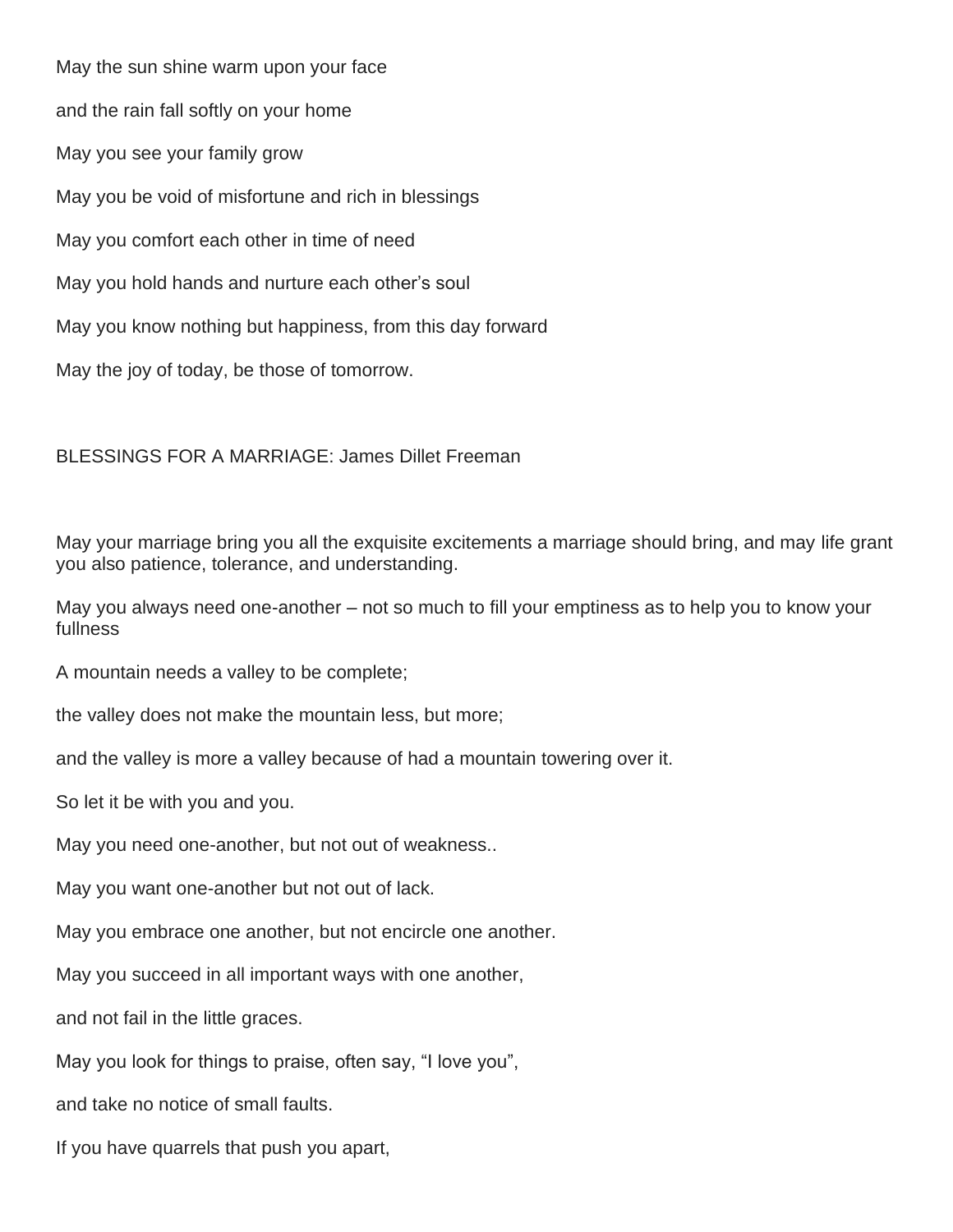May the sun shine warm upon your face

and the rain fall softly on your home

May you see your family grow

May you be void of misfortune and rich in blessings

May you comfort each other in time of need

May you hold hands and nurture each other's soul

May you know nothing but happiness, from this day forward

May the joy of today, be those of tomorrow.

BLESSINGS FOR A MARRIAGE: James Dillet Freeman

May your marriage bring you all the exquisite excitements a marriage should bring, and may life grant you also patience, tolerance, and understanding.

May you always need one-another – not so much to fill your emptiness as to help you to know your fullness

A mountain needs a valley to be complete;

the valley does not make the mountain less, but more;

and the valley is more a valley because of had a mountain towering over it.

So let it be with you and you.

May you need one-another, but not out of weakness..

May you want one-another but not out of lack.

May you embrace one another, but not encircle one another.

May you succeed in all important ways with one another,

and not fail in the little graces.

May you look for things to praise, often say, "I love you",

and take no notice of small faults.

If you have quarrels that push you apart,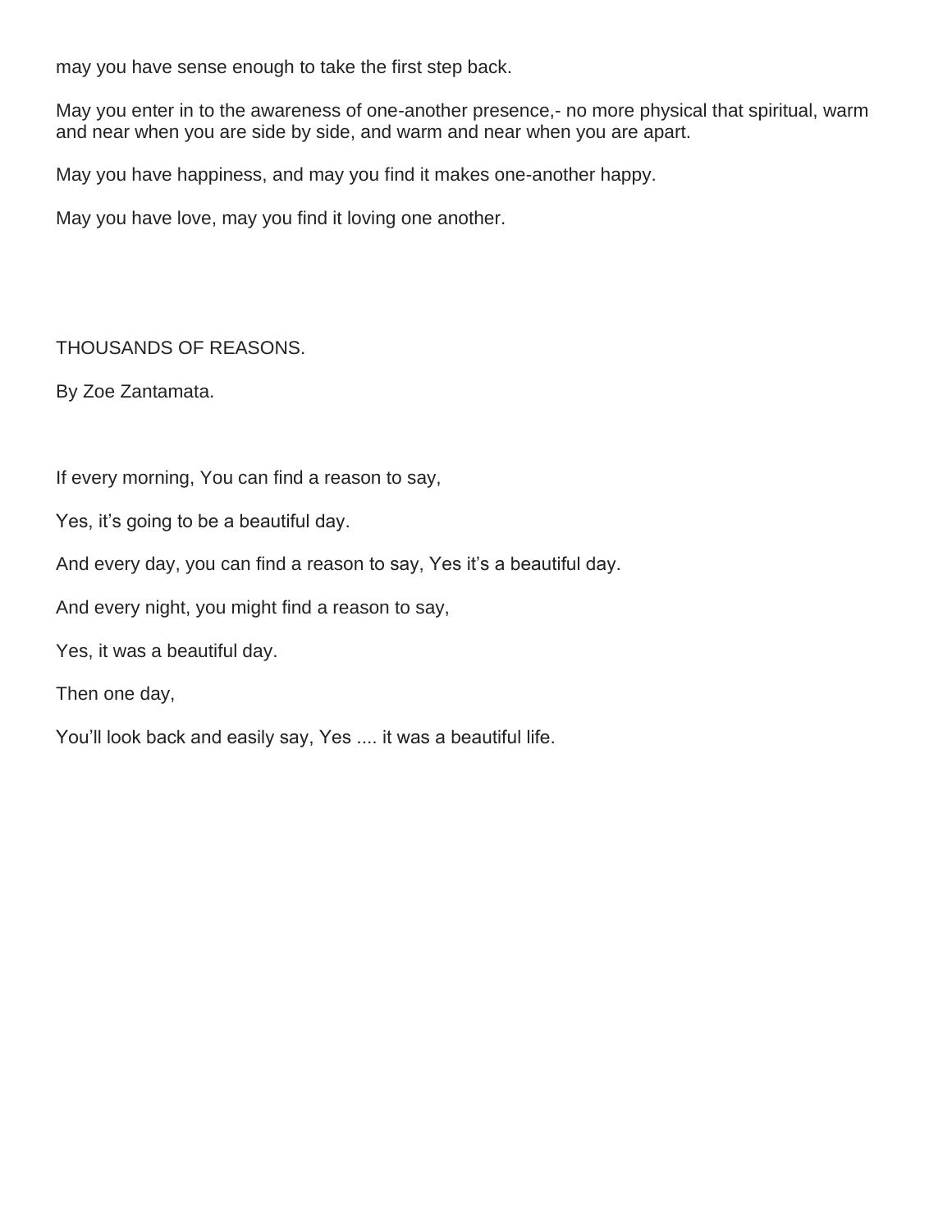may you have sense enough to take the first step back.

May you enter in to the awareness of one-another presence,- no more physical that spiritual, warm and near when you are side by side, and warm and near when you are apart.

May you have happiness, and may you find it makes one-another happy.

May you have love, may you find it loving one another.

## THOUSANDS OF REASONS.

By Zoe Zantamata.

If every morning, You can find a reason to say,

Yes, it's going to be a beautiful day.

And every day, you can find a reason to say, Yes it's a beautiful day.

And every night, you might find a reason to say,

Yes, it was a beautiful day.

Then one day,

You'll look back and easily say, Yes .... it was a beautiful life.